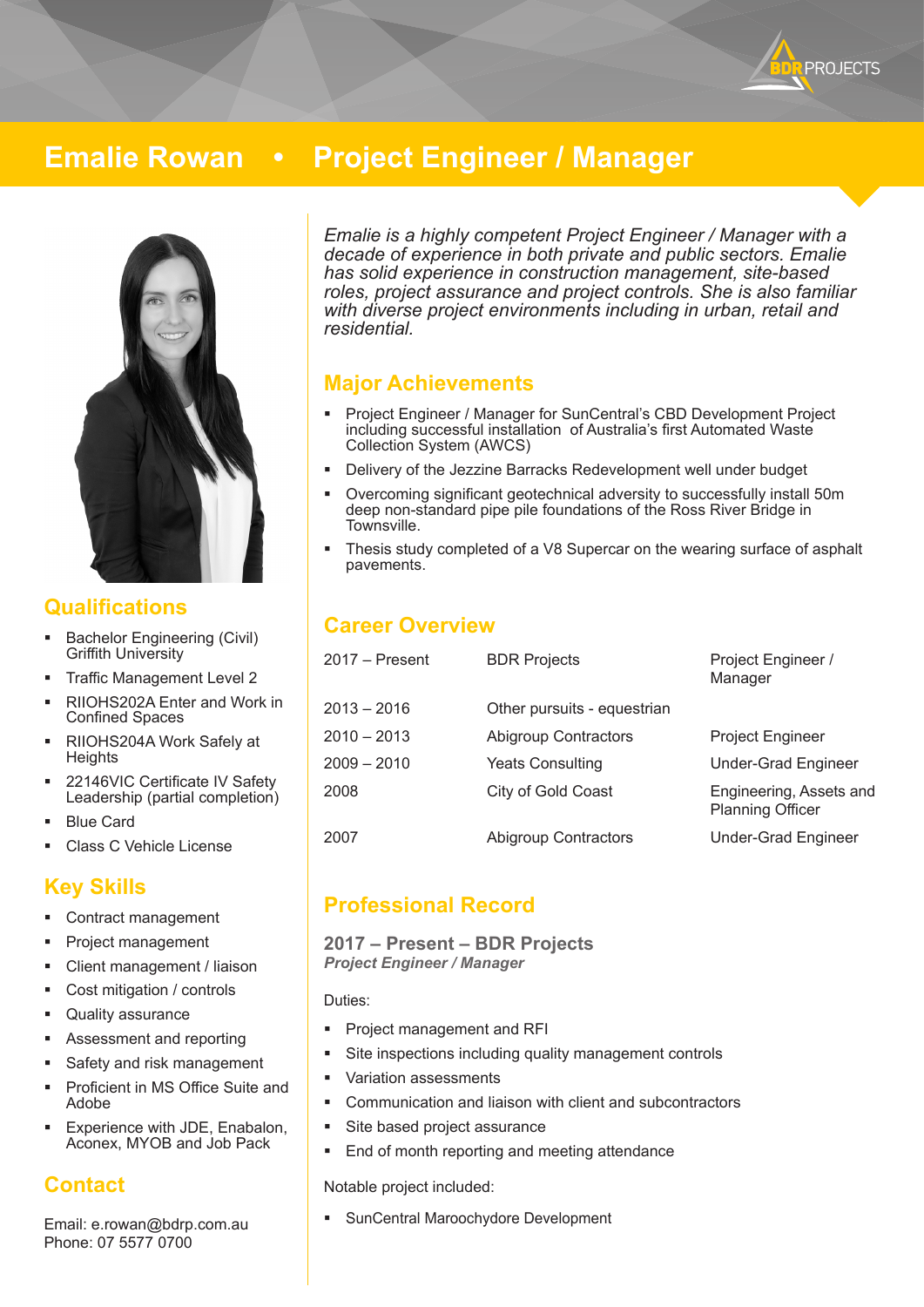# Emalie Rowan • Project Engineer / Manager

*Emalie is a highly competent Project Engineer / Manager with a decade of experience in both private and public sectors. Emalie has solid experience in construction management, site-based roles, project assurance and project controls. She is also familiar with diverse project environments including in urban, retail and residential.*

## Major Achievements

- Project Engineer / Manager for SunCentral's CBD Development Project including successful installation of Australia's first Automated Waste Collection System (AWCS)
- Delivery of the Jezzine Barracks Redevelopment well under budget
- Overcoming significant geotechnical adversity to successfully install 50m deep non-standard pipe pile foundations of the Ross River Bridge in Townsville.
- Thesis study completed of a V8 Supercar on the wearing surface of asphalt pavements.

## Career Overview

| | | |
|---|---|---|
| 2017 – Present | BDR Projects | Project Engineer / Manager |
| 2013 – 2016 | Other pursuits - equestrian | |
| 2010 – 2013 | Abigroup Contractors | Project Engineer |
| 2009 – 2010 | Yeats Consulting | Under-Grad Engineer |
| 2008 | City of Gold Coast | Engineering, Assets and Planning Officer |
| 2007 | Abigroup Contractors | Under-Grad Engineer |

## Professional Record

### 2017 – Present – BDR Projects

***Project Engineer / Manager***

Duties:

- Project management and RFI
- Site inspections including quality management controls
- Variation assessments
- Communication and liaison with client and subcontractors
- Site based project assurance
- End of month reporting and meeting attendance

Notable project included:

- SunCentral Maroochydore Development

## Qualifications

- Bachelor Engineering (Civil) Griffith University
- Traffic Management Level 2
- RIIOHS202A Enter and Work in Confined Spaces
- RIIOHS204A Work Safely at Heights
- 22146VIC Certificate IV Safety Leadership (partial completion)
- Blue Card
- Class C Vehicle License

## Key Skills

- Contract management
- Project management
- Client management / liaison
- Cost mitigation / controls
- Quality assurance
- Assessment and reporting
- Safety and risk management
- Proficient in MS Office Suite and Adobe
- Experience with JDE, Enabalon, Aconex, MYOB and Job Pack

## Contact

Email: e.rowan@bdrp.com.au
Phone: 07 5577 0700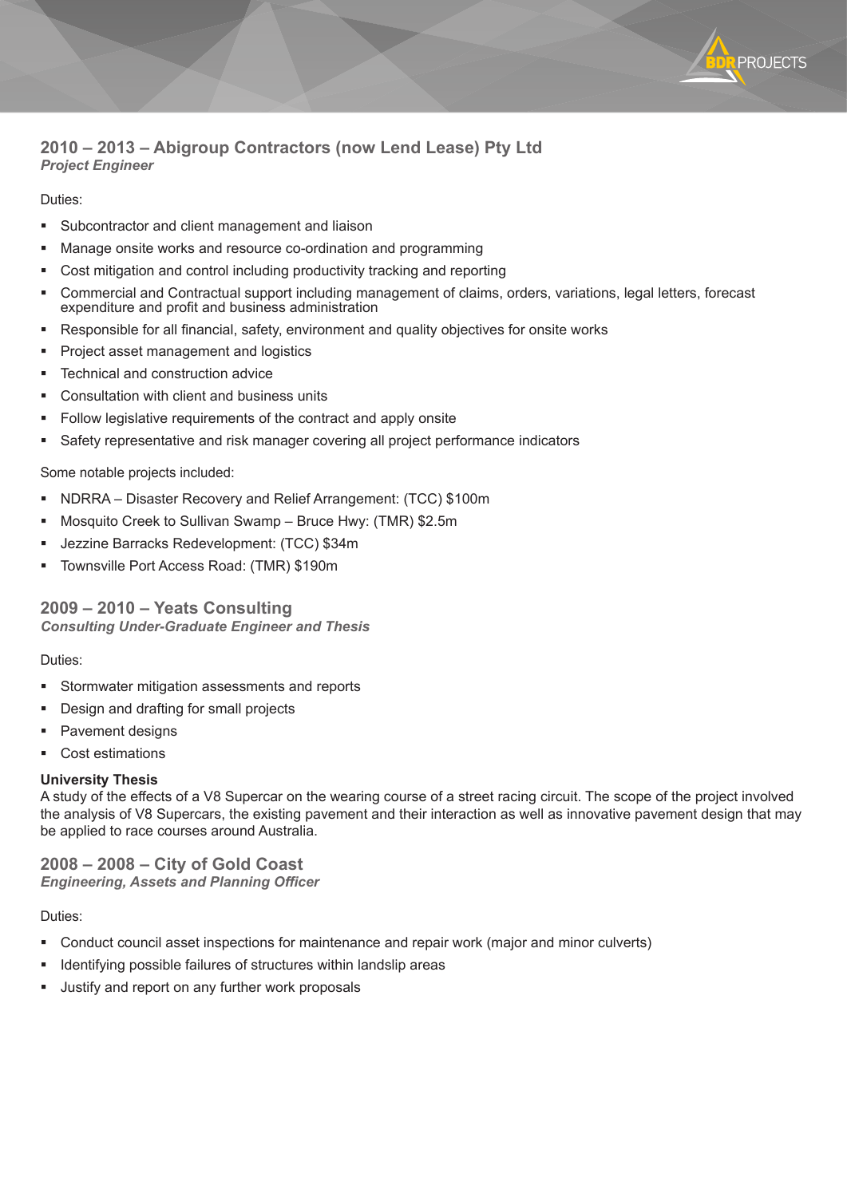## 2010 – 2013 – Abigroup Contractors (now Lend Lease) Pty Ltd

***Project Engineer***

Duties:

- Subcontractor and client management and liaison
- Manage onsite works and resource co-ordination and programming
- Cost mitigation and control including productivity tracking and reporting
- Commercial and Contractual support including management of claims, orders, variations, legal letters, forecast expenditure and profit and business administration
- Responsible for all financial, safety, environment and quality objectives for onsite works
- Project asset management and logistics
- Technical and construction advice
- Consultation with client and business units
- Follow legislative requirements of the contract and apply onsite
- Safety representative and risk manager covering all project performance indicators

Some notable projects included:

- NDRRA – Disaster Recovery and Relief Arrangement: (TCC) $100m
- Mosquito Creek to Sullivan Swamp – Bruce Hwy: (TMR) $2.5m
- Jezzine Barracks Redevelopment: (TCC) $34m
- Townsville Port Access Road: (TMR) $190m

## 2009 – 2010 – Yeats Consulting

***Consulting Under-Graduate Engineer and Thesis***

Duties:

- Stormwater mitigation assessments and reports
- Design and drafting for small projects
- Pavement designs
- Cost estimations

**University Thesis**

A study of the effects of a V8 Supercar on the wearing course of a street racing circuit. The scope of the project involved the analysis of V8 Supercars, the existing pavement and their interaction as well as innovative pavement design that may be applied to race courses around Australia.

## 2008 – 2008 – City of Gold Coast

***Engineering, Assets and Planning Officer***

Duties:

- Conduct council asset inspections for maintenance and repair work (major and minor culverts)
- Identifying possible failures of structures within landslip areas
- Justify and report on any further work proposals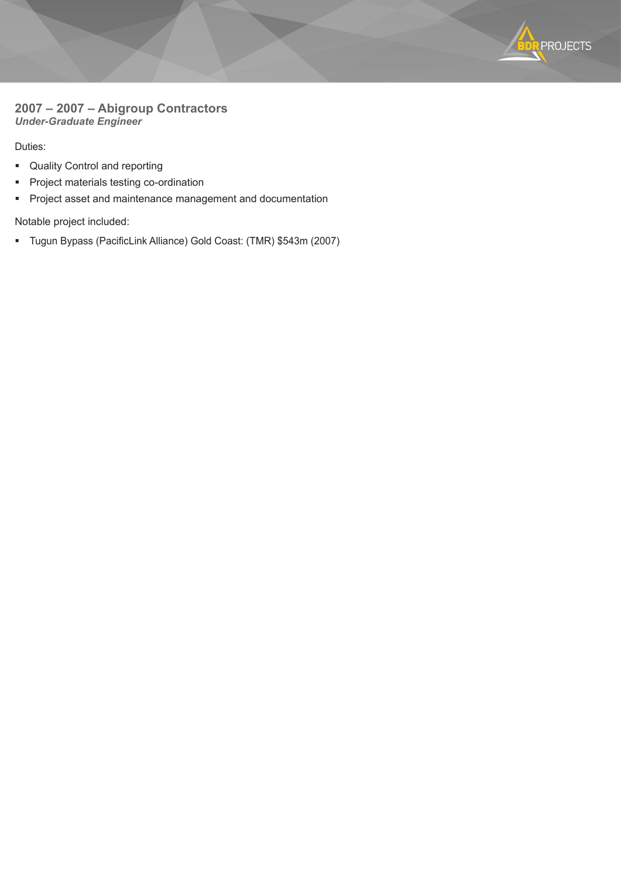### 2007 – 2007 – Abigroup Contractors
***Under-Graduate Engineer***

Duties:

- Quality Control and reporting
- Project materials testing co-ordination
- Project asset and maintenance management and documentation

Notable project included:

- Tugun Bypass (PacificLink Alliance) Gold Coast: (TMR) $543m (2007)